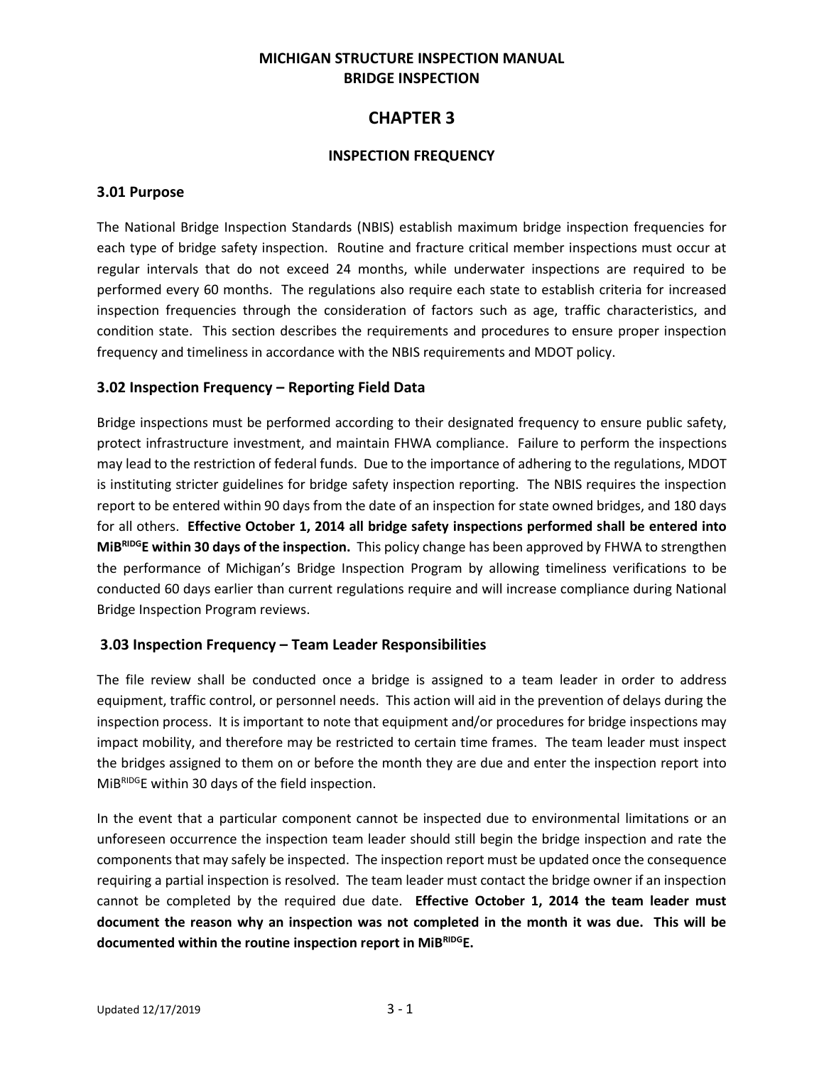# MICHIGAN STRUCTURE INSPECTION MANUAL
# BRIDGE INSPECTION

# CHAPTER 3

## INSPECTION FREQUENCY

### 3.01 Purpose

The National Bridge Inspection Standards (NBIS) establish maximum bridge inspection frequencies for each type of bridge safety inspection. Routine and fracture critical member inspections must occur at regular intervals that do not exceed 24 months, while underwater inspections are required to be performed every 60 months. The regulations also require each state to establish criteria for increased inspection frequencies through the consideration of factors such as age, traffic characteristics, and condition state. This section describes the requirements and procedures to ensure proper inspection frequency and timeliness in accordance with the NBIS requirements and MDOT policy.

### 3.02 Inspection Frequency – Reporting Field Data

Bridge inspections must be performed according to their designated frequency to ensure public safety, protect infrastructure investment, and maintain FHWA compliance. Failure to perform the inspections may lead to the restriction of federal funds. Due to the importance of adhering to the regulations, MDOT is instituting stricter guidelines for bridge safety inspection reporting. The NBIS requires the inspection report to be entered within 90 days from the date of an inspection for state owned bridges, and 180 days for all others. **Effective October 1, 2014 all bridge safety inspections performed shall be entered into MiB^RIDG^E within 30 days of the inspection.** This policy change has been approved by FHWA to strengthen the performance of Michigan's Bridge Inspection Program by allowing timeliness verifications to be conducted 60 days earlier than current regulations require and will increase compliance during National Bridge Inspection Program reviews.

### 3.03 Inspection Frequency – Team Leader Responsibilities

The file review shall be conducted once a bridge is assigned to a team leader in order to address equipment, traffic control, or personnel needs. This action will aid in the prevention of delays during the inspection process. It is important to note that equipment and/or procedures for bridge inspections may impact mobility, and therefore may be restricted to certain time frames. The team leader must inspect the bridges assigned to them on or before the month they are due and enter the inspection report into MiB^RIDG^E within 30 days of the field inspection.

In the event that a particular component cannot be inspected due to environmental limitations or an unforeseen occurrence the inspection team leader should still begin the bridge inspection and rate the components that may safely be inspected. The inspection report must be updated once the consequence requiring a partial inspection is resolved. The team leader must contact the bridge owner if an inspection cannot be completed by the required due date. **Effective October 1, 2014 the team leader must document the reason why an inspection was not completed in the month it was due. This will be documented within the routine inspection report in MiB^RIDG^E.**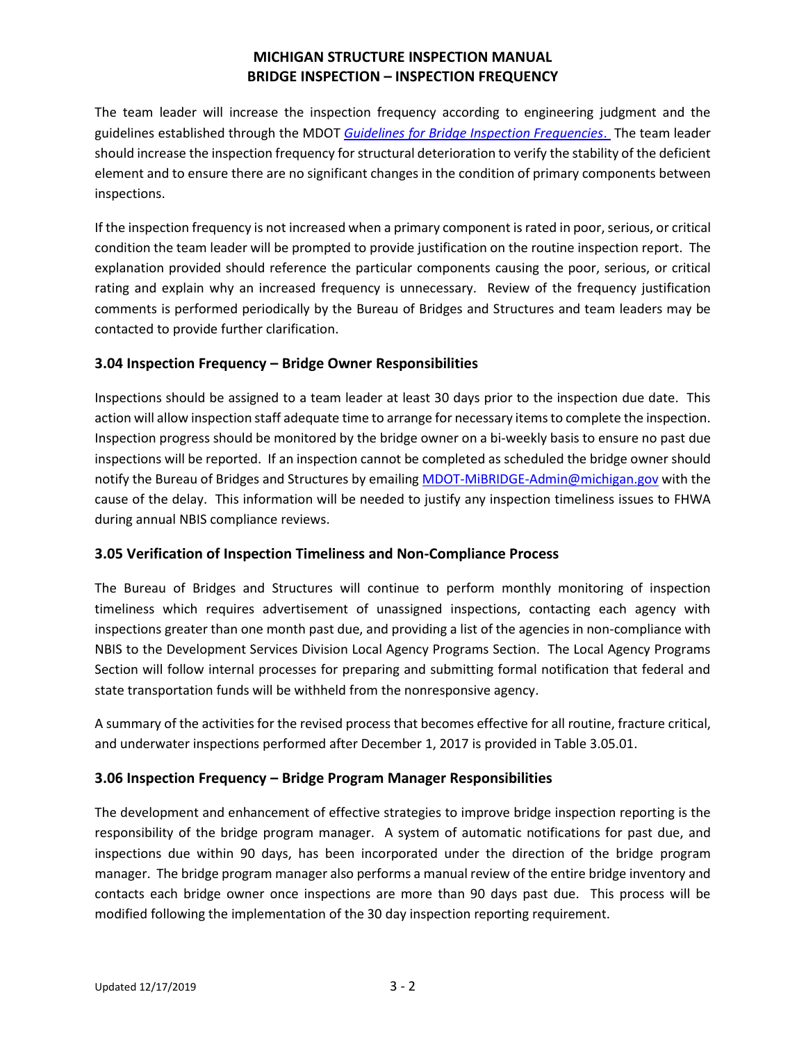The team leader will increase the inspection frequency according to engineering judgment and the guidelines established through the MDOT [*Guidelines for Bridge Inspection Frequencies*.](#) The team leader should increase the inspection frequency for structural deterioration to verify the stability of the deficient element and to ensure there are no significant changes in the condition of primary components between inspections.

If the inspection frequency is not increased when a primary component is rated in poor, serious, or critical condition the team leader will be prompted to provide justification on the routine inspection report. The explanation provided should reference the particular components causing the poor, serious, or critical rating and explain why an increased frequency is unnecessary. Review of the frequency justification comments is performed periodically by the Bureau of Bridges and Structures and team leaders may be contacted to provide further clarification.

### 3.04 Inspection Frequency – Bridge Owner Responsibilities

Inspections should be assigned to a team leader at least 30 days prior to the inspection due date. This action will allow inspection staff adequate time to arrange for necessary items to complete the inspection. Inspection progress should be monitored by the bridge owner on a bi-weekly basis to ensure no past due inspections will be reported. If an inspection cannot be completed as scheduled the bridge owner should notify the Bureau of Bridges and Structures by emailing MDOT-MiBRIDGE-Admin@michigan.gov with the cause of the delay. This information will be needed to justify any inspection timeliness issues to FHWA during annual NBIS compliance reviews.

### 3.05 Verification of Inspection Timeliness and Non-Compliance Process

The Bureau of Bridges and Structures will continue to perform monthly monitoring of inspection timeliness which requires advertisement of unassigned inspections, contacting each agency with inspections greater than one month past due, and providing a list of the agencies in non-compliance with NBIS to the Development Services Division Local Agency Programs Section. The Local Agency Programs Section will follow internal processes for preparing and submitting formal notification that federal and state transportation funds will be withheld from the nonresponsive agency.

A summary of the activities for the revised process that becomes effective for all routine, fracture critical, and underwater inspections performed after December 1, 2017 is provided in Table 3.05.01.

### 3.06 Inspection Frequency – Bridge Program Manager Responsibilities

The development and enhancement of effective strategies to improve bridge inspection reporting is the responsibility of the bridge program manager. A system of automatic notifications for past due, and inspections due within 90 days, has been incorporated under the direction of the bridge program manager. The bridge program manager also performs a manual review of the entire bridge inventory and contacts each bridge owner once inspections are more than 90 days past due. This process will be modified following the implementation of the 30 day inspection reporting requirement.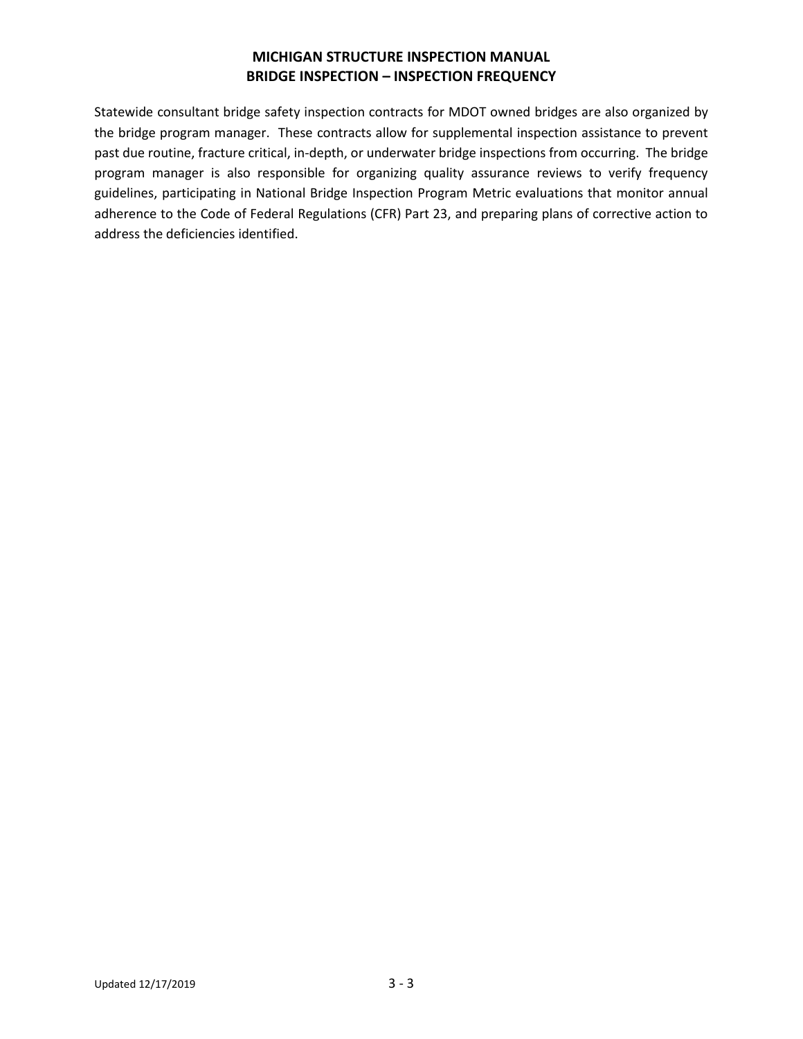Statewide consultant bridge safety inspection contracts for MDOT owned bridges are also organized by the bridge program manager. These contracts allow for supplemental inspection assistance to prevent past due routine, fracture critical, in-depth, or underwater bridge inspections from occurring. The bridge program manager is also responsible for organizing quality assurance reviews to verify frequency guidelines, participating in National Bridge Inspection Program Metric evaluations that monitor annual adherence to the Code of Federal Regulations (CFR) Part 23, and preparing plans of corrective action to address the deficiencies identified.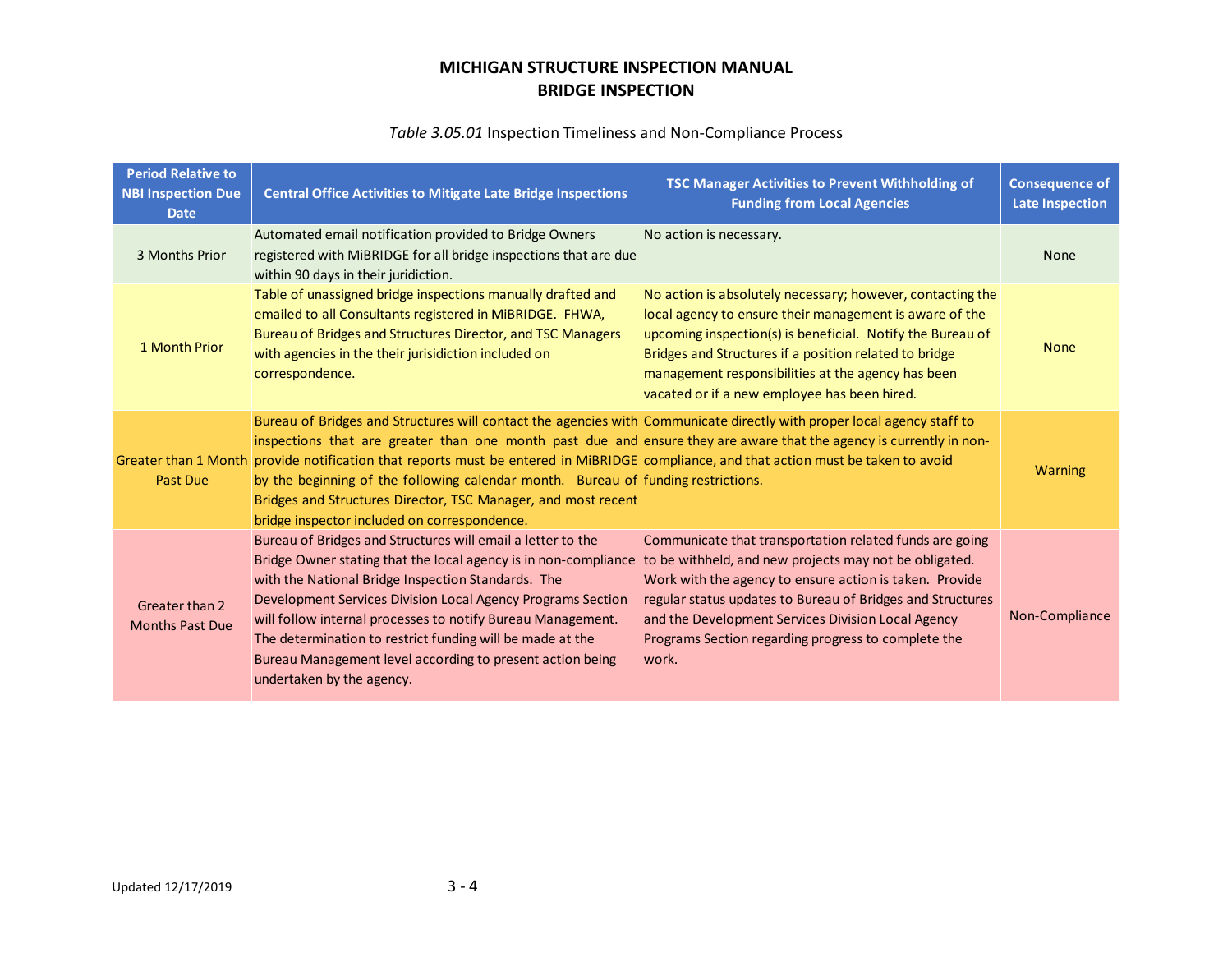# MICHIGAN STRUCTURE INSPECTION MANUAL
## BRIDGE INSPECTION

*Table 3.05.01* Inspection Timeliness and Non-Compliance Process

| Period Relative to NBI Inspection Due Date | Central Office Activities to Mitigate Late Bridge Inspections | TSC Manager Activities to Prevent Withholding of Funding from Local Agencies | Consequence of Late Inspection |
|---|---|---|---|
| 3 Months Prior | Automated email notification provided to Bridge Owners registered with MiBRIDGE for all bridge inspections that are due within 90 days in their juridiction. | No action is necessary. | None |
| 1 Month Prior | Table of unassigned bridge inspections manually drafted and emailed to all Consultants registered in MiBRIDGE. FHWA, Bureau of Bridges and Structures Director, and TSC Managers with agencies in the their jurisidiction included on correspondence. | No action is absolutely necessary; however, contacting the local agency to ensure their management is aware of the upcoming inspection(s) is beneficial. Notify the Bureau of Bridges and Structures if a position related to bridge management responsibilities at the agency has been vacated or if a new employee has been hired. | None |
| Greater than 1 Month Past Due | Bureau of Bridges and Structures will contact the agencies with inspections that are greater than one month past due and provide notification that reports must be entered in MiBRIDGE by the beginning of the following calendar month. Bureau of Bridges and Structures Director, TSC Manager, and most recent bridge inspector included on correspondence. | Communicate directly with proper local agency staff to ensure they are aware that the agency is currently in non-compliance, and that action must be taken to avoid funding restrictions. | Warning |
| Greater than 2 Months Past Due | Bureau of Bridges and Structures will email a letter to the Bridge Owner stating that the local agency is in non-compliance with the National Bridge Inspection Standards. The Development Services Division Local Agency Programs Section will follow internal processes to notify Bureau Management. The determination to restrict funding will be made at the Bureau Management level according to present action being undertaken by the agency. | Communicate that transportation related funds are going to be withheld, and new projects may not be obligated. Work with the agency to ensure action is taken. Provide regular status updates to Bureau of Bridges and Structures and the Development Services Division Local Agency Programs Section regarding progress to complete the work. | Non-Compliance |

Updated 12/17/2019